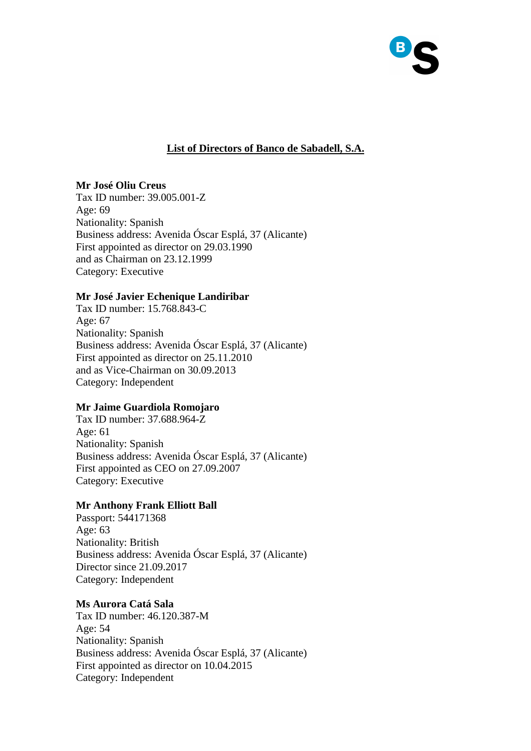# List of Directors of Banco de Sabadell, S.A.

**Mr José Oliu Creus**
Tax ID number: 39.005.001-Z
Age: 69
Nationality: Spanish
Business address: Avenida Óscar Esplá, 37 (Alicante)
First appointed as director on 29.03.1990
and as Chairman on 23.12.1999
Category: Executive

**Mr José Javier Echenique Landiribar**
Tax ID number: 15.768.843-C
Age: 67
Nationality: Spanish
Business address: Avenida Óscar Esplá, 37 (Alicante)
First appointed as director on 25.11.2010
and as Vice-Chairman on 30.09.2013
Category: Independent

**Mr Jaime Guardiola Romojaro**
Tax ID number: 37.688.964-Z
Age: 61
Nationality: Spanish
Business address: Avenida Óscar Esplá, 37 (Alicante)
First appointed as CEO on 27.09.2007
Category: Executive

**Mr Anthony Frank Elliott Ball**
Passport: 544171368
Age: 63
Nationality: British
Business address: Avenida Óscar Esplá, 37 (Alicante)
Director since 21.09.2017
Category: Independent

**Ms Aurora Catá Sala**
Tax ID number: 46.120.387-M
Age: 54
Nationality: Spanish
Business address: Avenida Óscar Esplá, 37 (Alicante)
First appointed as director on 10.04.2015
Category: Independent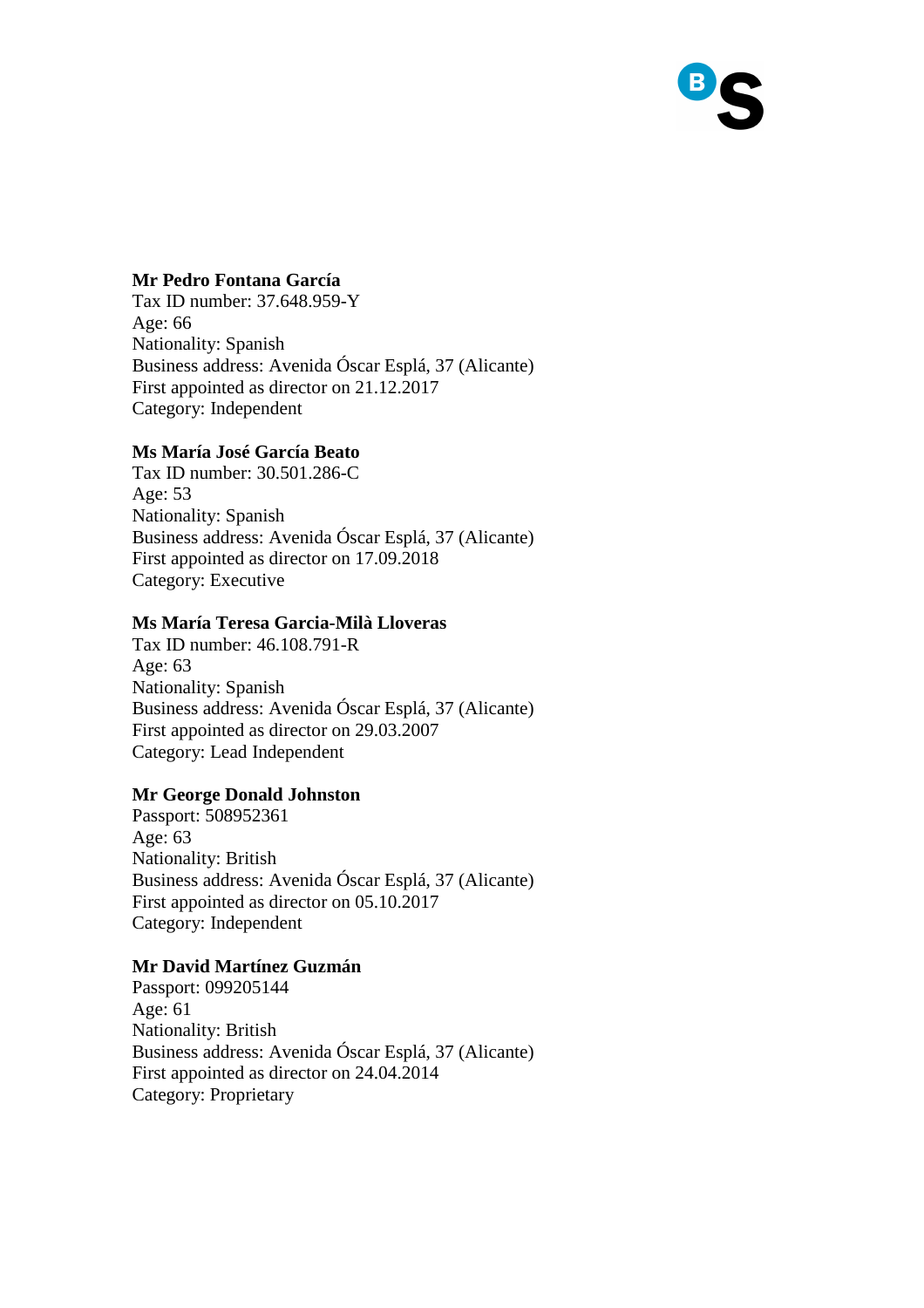**Mr Pedro Fontana García**
Tax ID number: 37.648.959-Y
Age: 66
Nationality: Spanish
Business address: Avenida Óscar Esplá, 37 (Alicante)
First appointed as director on 21.12.2017
Category: Independent

**Ms María José García Beato**
Tax ID number: 30.501.286-C
Age: 53
Nationality: Spanish
Business address: Avenida Óscar Esplá, 37 (Alicante)
First appointed as director on 17.09.2018
Category: Executive

**Ms María Teresa Garcia-Milà Lloveras**
Tax ID number: 46.108.791-R
Age: 63
Nationality: Spanish
Business address: Avenida Óscar Esplá, 37 (Alicante)
First appointed as director on 29.03.2007
Category: Lead Independent

**Mr George Donald Johnston**
Passport: 508952361
Age: 63
Nationality: British
Business address: Avenida Óscar Esplá, 37 (Alicante)
First appointed as director on 05.10.2017
Category: Independent

**Mr David Martínez Guzmán**
Passport: 099205144
Age: 61
Nationality: British
Business address: Avenida Óscar Esplá, 37 (Alicante)
First appointed as director on 24.04.2014
Category: Proprietary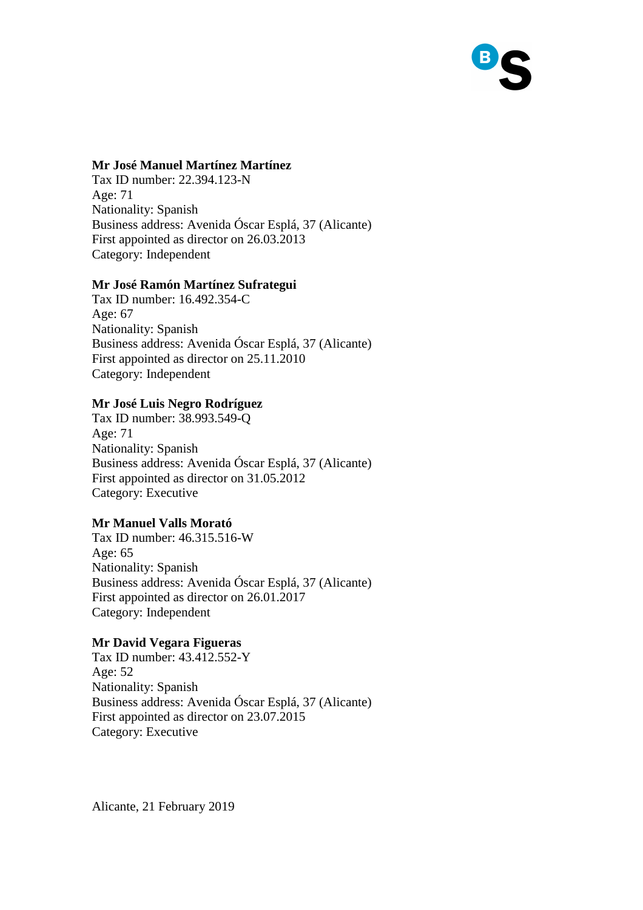**Mr José Manuel Martínez Martínez**
Tax ID number: 22.394.123-N
Age: 71
Nationality: Spanish
Business address: Avenida Óscar Esplá, 37 (Alicante)
First appointed as director on 26.03.2013
Category: Independent

**Mr José Ramón Martínez Sufrategui**
Tax ID number: 16.492.354-C
Age: 67
Nationality: Spanish
Business address: Avenida Óscar Esplá, 37 (Alicante)
First appointed as director on 25.11.2010
Category: Independent

**Mr José Luis Negro Rodríguez**
Tax ID number: 38.993.549-Q
Age: 71
Nationality: Spanish
Business address: Avenida Óscar Esplá, 37 (Alicante)
First appointed as director on 31.05.2012
Category: Executive

**Mr Manuel Valls Morató**
Tax ID number: 46.315.516-W
Age: 65
Nationality: Spanish
Business address: Avenida Óscar Esplá, 37 (Alicante)
First appointed as director on 26.01.2017
Category: Independent

**Mr David Vegara Figueras**
Tax ID number: 43.412.552-Y
Age: 52
Nationality: Spanish
Business address: Avenida Óscar Esplá, 37 (Alicante)
First appointed as director on 23.07.2015
Category: Executive

Alicante, 21 February 2019